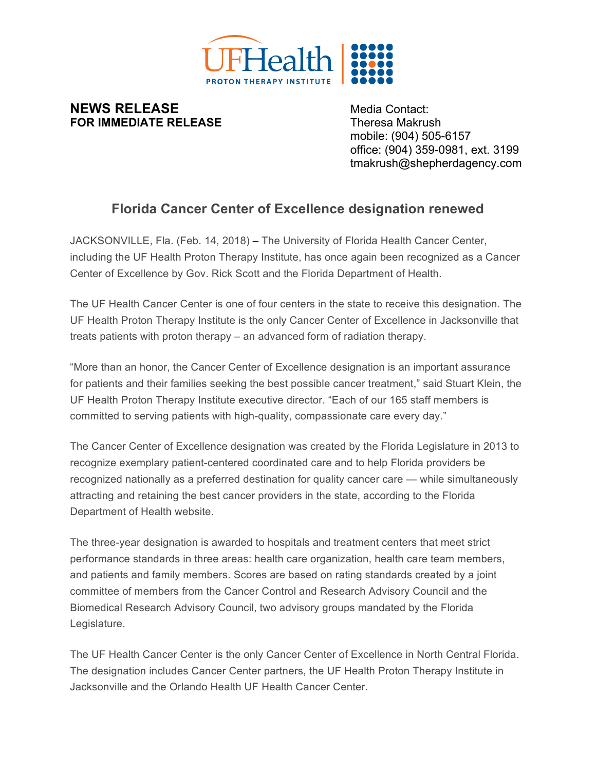UF Health
PROTON THERAPY INSTITUTE

**NEWS RELEASE**
**FOR IMMEDIATE RELEASE**

Media Contact:
Theresa Makrush
mobile: (904) 505-6157
office: (904) 359-0981, ext. 3199
tmakrush@shepherdagency.com

## Florida Cancer Center of Excellence designation renewed

JACKSONVILLE, Fla. (Feb. 14, 2018) – The University of Florida Health Cancer Center, including the UF Health Proton Therapy Institute, has once again been recognized as a Cancer Center of Excellence by Gov. Rick Scott and the Florida Department of Health.

The UF Health Cancer Center is one of four centers in the state to receive this designation. The UF Health Proton Therapy Institute is the only Cancer Center of Excellence in Jacksonville that treats patients with proton therapy – an advanced form of radiation therapy.

"More than an honor, the Cancer Center of Excellence designation is an important assurance for patients and their families seeking the best possible cancer treatment," said Stuart Klein, the UF Health Proton Therapy Institute executive director. "Each of our 165 staff members is committed to serving patients with high-quality, compassionate care every day."

The Cancer Center of Excellence designation was created by the Florida Legislature in 2013 to recognize exemplary patient-centered coordinated care and to help Florida providers be recognized nationally as a preferred destination for quality cancer care — while simultaneously attracting and retaining the best cancer providers in the state, according to the Florida Department of Health website.

The three-year designation is awarded to hospitals and treatment centers that meet strict performance standards in three areas: health care organization, health care team members, and patients and family members. Scores are based on rating standards created by a joint committee of members from the Cancer Control and Research Advisory Council and the Biomedical Research Advisory Council, two advisory groups mandated by the Florida Legislature.

The UF Health Cancer Center is the only Cancer Center of Excellence in North Central Florida. The designation includes Cancer Center partners, the UF Health Proton Therapy Institute in Jacksonville and the Orlando Health UF Health Cancer Center.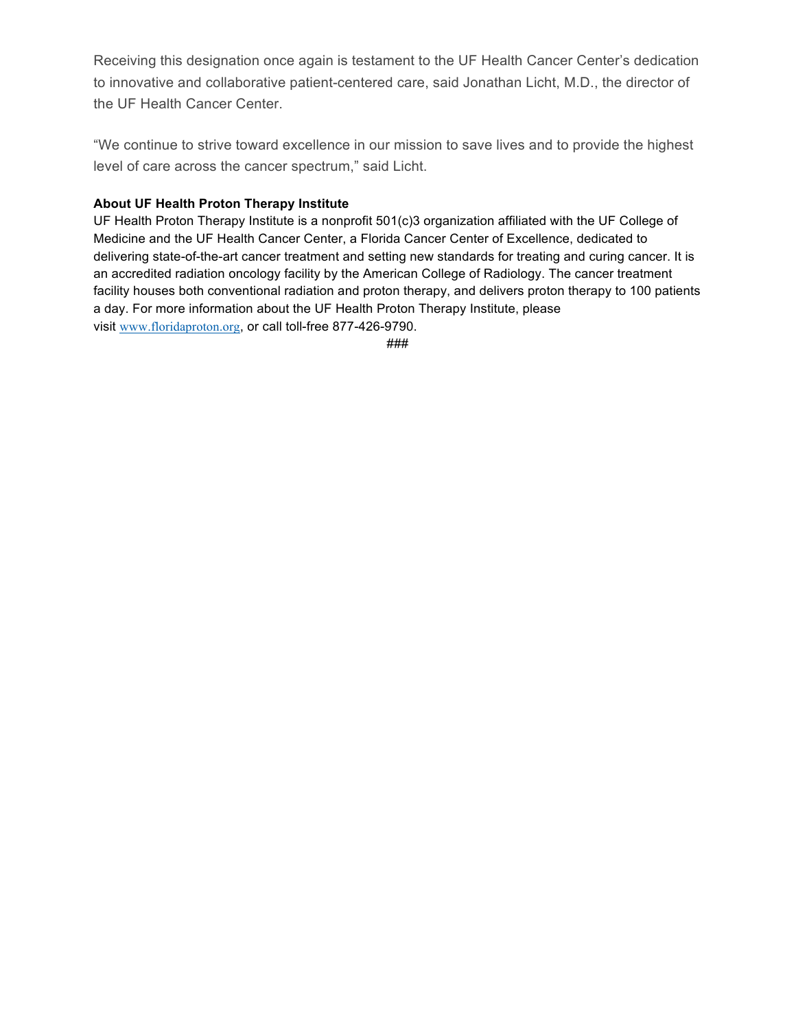Receiving this designation once again is testament to the UF Health Cancer Center's dedication to innovative and collaborative patient-centered care, said Jonathan Licht, M.D., the director of the UF Health Cancer Center.

"We continue to strive toward excellence in our mission to save lives and to provide the highest level of care across the cancer spectrum," said Licht.

**About UF Health Proton Therapy Institute**

UF Health Proton Therapy Institute is a nonprofit 501(c)3 organization affiliated with the UF College of Medicine and the UF Health Cancer Center, a Florida Cancer Center of Excellence, dedicated to delivering state-of-the-art cancer treatment and setting new standards for treating and curing cancer. It is an accredited radiation oncology facility by the American College of Radiology. The cancer treatment facility houses both conventional radiation and proton therapy, and delivers proton therapy to 100 patients a day. For more information about the UF Health Proton Therapy Institute, please visit www.floridaproton.org, or call toll-free 877-426-9790.

###